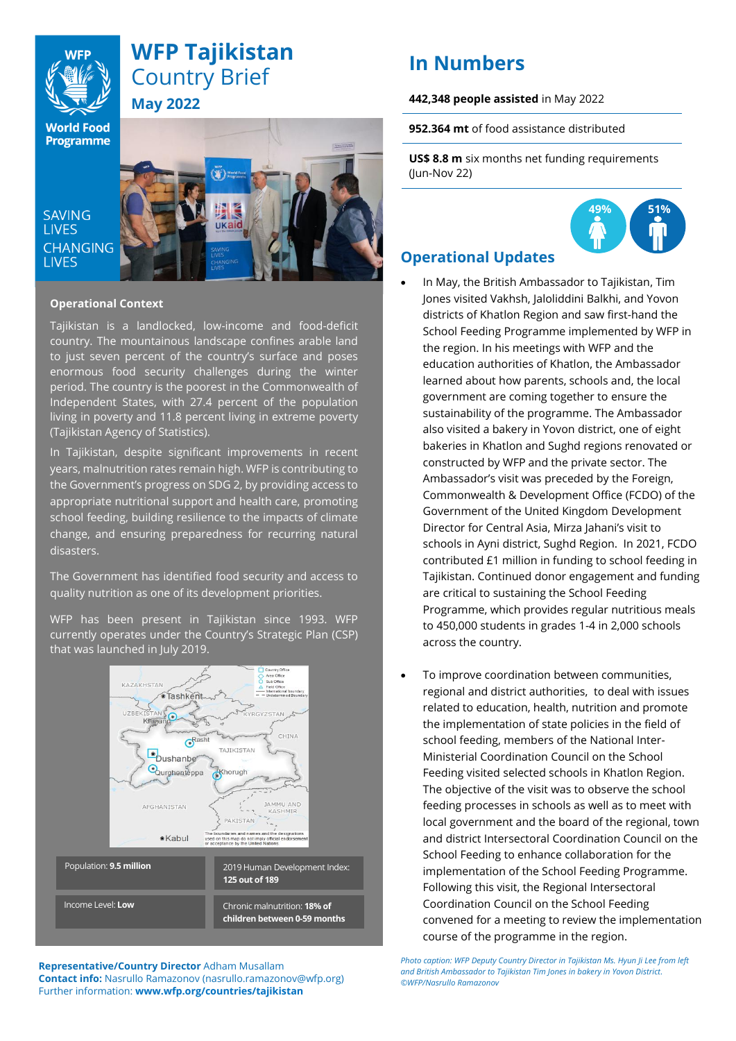# WFP Tajikistan Country Brief

## May 2022

SAVING LIVES CHANGING LIVES

## Operational Context

Tajikistan is a landlocked, low-income and food-deficit country. The mountainous landscape confines arable land to just seven percent of the country's surface and poses enormous food security challenges during the winter period. The country is the poorest in the Commonwealth of Independent States, with 27.4 percent of the population living in poverty and 11.8 percent living in extreme poverty (Tajikistan Agency of Statistics).

In Tajikistan, despite significant improvements in recent years, malnutrition rates remain high. WFP is contributing to the Government's progress on SDG 2, by providing access to appropriate nutritional support and health care, promoting school feeding, building resilience to the impacts of climate change, and ensuring preparedness for recurring natural disasters.

The Government has identified food security and access to quality nutrition as one of its development priorities.

WFP has been present in Tajikistan since 1993. WFP currently operates under the Country's Strategic Plan (CSP) that was launched in July 2019.

| | |
|---|---|
| Population: **9.5 million** | 2019 Human Development Index: **125 out of 189** |
| Income Level: **Low** | Chronic malnutrition: **18% of children between 0-59 months** |

**Representative/Country Director** Adham Musallam
**Contact info:** Nasrullo Ramazonov (nasrullo.ramazonov@wfp.org)
Further information: **www.wfp.org/countries/tajikistan**

# In Numbers

**442,348 people assisted** in May 2022

**952.364 mt** of food assistance distributed

**US$ 8.8 m** six months net funding requirements (Jun-Nov 22)

49% 51%

## Operational Updates

- In May, the British Ambassador to Tajikistan, Tim Jones visited Vakhsh, Jaloliddini Balkhi, and Yovon districts of Khatlon Region and saw first-hand the School Feeding Programme implemented by WFP in the region. In his meetings with WFP and the education authorities of Khatlon, the Ambassador learned about how parents, schools and, the local government are coming together to ensure the sustainability of the programme. The Ambassador also visited a bakery in Yovon district, one of eight bakeries in Khatlon and Sughd regions renovated or constructed by WFP and the private sector. The Ambassador's visit was preceded by the Foreign, Commonwealth & Development Office (FCDO) of the Government of the United Kingdom Development Director for Central Asia, Mirza Jahani's visit to schools in Ayni district, Sughd Region. In 2021, FCDO contributed £1 million in funding to school feeding in Tajikistan. Continued donor engagement and funding are critical to sustaining the School Feeding Programme, which provides regular nutritious meals to 450,000 students in grades 1-4 in 2,000 schools across the country.

- To improve coordination between communities, regional and district authorities, to deal with issues related to education, health, nutrition and promote the implementation of state policies in the field of school feeding, members of the National Inter-Ministerial Coordination Council on the School Feeding visited selected schools in Khatlon Region. The objective of the visit was to observe the school feeding processes in schools as well as to meet with local government and the board of the regional, town and district Intersectoral Coordination Council on the School Feeding to enhance collaboration for the implementation of the School Feeding Programme. Following this visit, the Regional Intersectoral Coordination Council on the School Feeding convened for a meeting to review the implementation course of the programme in the region.

*Photo caption: WFP Deputy Country Director in Tajikistan Ms. Hyun Ji Lee from left and British Ambassador to Tajikistan Tim Jones in bakery in Yovon District. ©WFP/Nasrullo Ramazonov*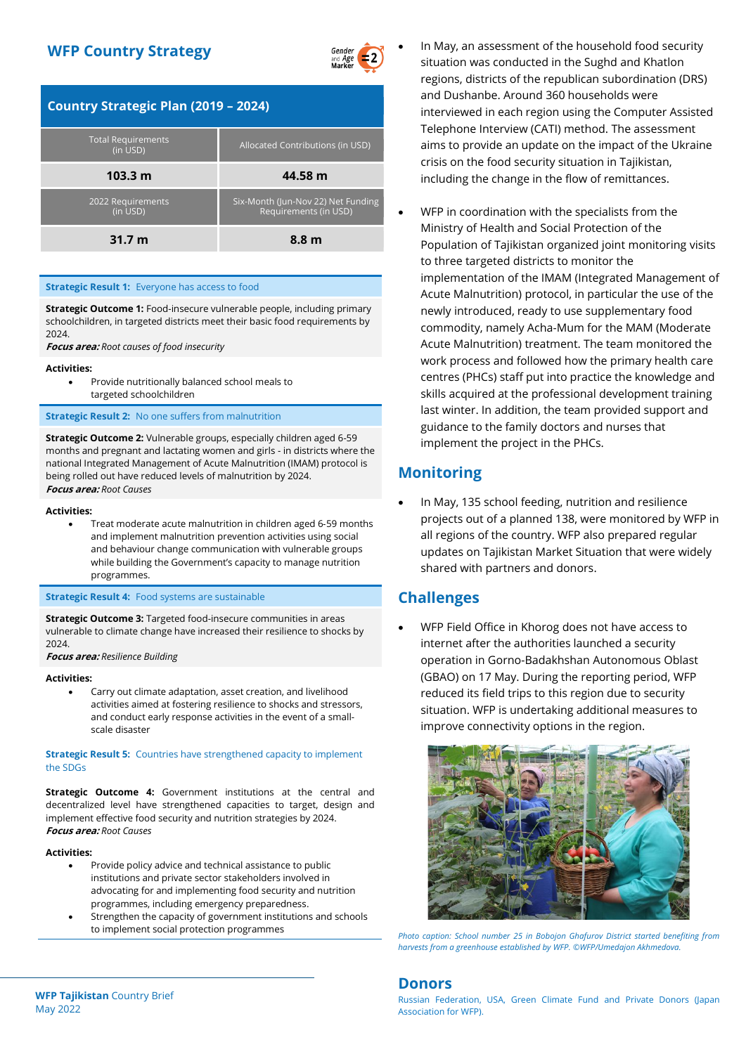## WFP Country Strategy

Gender and Age Marker =2

### Country Strategic Plan (2019 – 2024)

| Total Requirements (in USD) | Allocated Contributions (in USD) |
|---|---|
| 103.3 m | 44.58 m |
| 2022 Requirements (in USD) | Six-Month (Jun-Nov 22) Net Funding Requirements (in USD) |
| 31.7 m | 8.8 m |

**Strategic Result 1:** Everyone has access to food

**Strategic Outcome 1:** Food-insecure vulnerable people, including primary schoolchildren, in targeted districts meet their basic food requirements by 2024.
***Focus area:*** *Root causes of food insecurity*

**Activities:**
- Provide nutritionally balanced school meals to targeted schoolchildren

**Strategic Result 2:** No one suffers from malnutrition

**Strategic Outcome 2:** Vulnerable groups, especially children aged 6-59 months and pregnant and lactating women and girls - in districts where the national Integrated Management of Acute Malnutrition (IMAM) protocol is being rolled out have reduced levels of malnutrition by 2024.
***Focus area:*** *Root Causes*

**Activities:**
- Treat moderate acute malnutrition in children aged 6-59 months and implement malnutrition prevention activities using social and behaviour change communication with vulnerable groups while building the Government's capacity to manage nutrition programmes.

**Strategic Result 4:** Food systems are sustainable

**Strategic Outcome 3:** Targeted food-insecure communities in areas vulnerable to climate change have increased their resilience to shocks by 2024.
***Focus area:*** *Resilience Building*

**Activities:**
- Carry out climate adaptation, asset creation, and livelihood activities aimed at fostering resilience to shocks and stressors, and conduct early response activities in the event of a small-scale disaster

**Strategic Result 5:** Countries have strengthened capacity to implement the SDGs

**Strategic Outcome 4:** Government institutions at the central and decentralized level have strengthened capacities to target, design and implement effective food security and nutrition strategies by 2024.
***Focus area:*** *Root Causes*

**Activities:**
- Provide policy advice and technical assistance to public institutions and private sector stakeholders involved in advocating for and implementing food security and nutrition programmes, including emergency preparedness.
- Strengthen the capacity of government institutions and schools to implement social protection programmes

- In May, an assessment of the household food security situation was conducted in the Sughd and Khatlon regions, districts of the republican subordination (DRS) and Dushanbe. Around 360 households were interviewed in each region using the Computer Assisted Telephone Interview (CATI) method. The assessment aims to provide an update on the impact of the Ukraine crisis on the food security situation in Tajikistan, including the change in the flow of remittances.
- WFP in coordination with the specialists from the Ministry of Health and Social Protection of the Population of Tajikistan organized joint monitoring visits to three targeted districts to monitor the implementation of the IMAM (Integrated Management of Acute Malnutrition) protocol, in particular the use of the newly introduced, ready to use supplementary food commodity, namely Acha-Mum for the MAM (Moderate Acute Malnutrition) treatment. The team monitored the work process and followed how the primary health care centres (PHCs) staff put into practice the knowledge and skills acquired at the professional development training last winter. In addition, the team provided support and guidance to the family doctors and nurses that implement the project in the PHCs.

## Monitoring

- In May, 135 school feeding, nutrition and resilience projects out of a planned 138, were monitored by WFP in all regions of the country. WFP also prepared regular updates on Tajikistan Market Situation that were widely shared with partners and donors.

## Challenges

- WFP Field Office in Khorog does not have access to internet after the authorities launched a security operation in Gorno-Badakhshan Autonomous Oblast (GBAO) on 17 May. During the reporting period, WFP reduced its field trips to this region due to security situation. WFP is undertaking additional measures to improve connectivity options in the region.

*Photo caption: School number 25 in Bobojon Ghafurov District started benefiting from harvests from a greenhouse established by WFP. ©WFP/Umedajon Akhmedova.*

## Donors

Russian Federation, USA, Green Climate Fund and Private Donors (Japan Association for WFP).